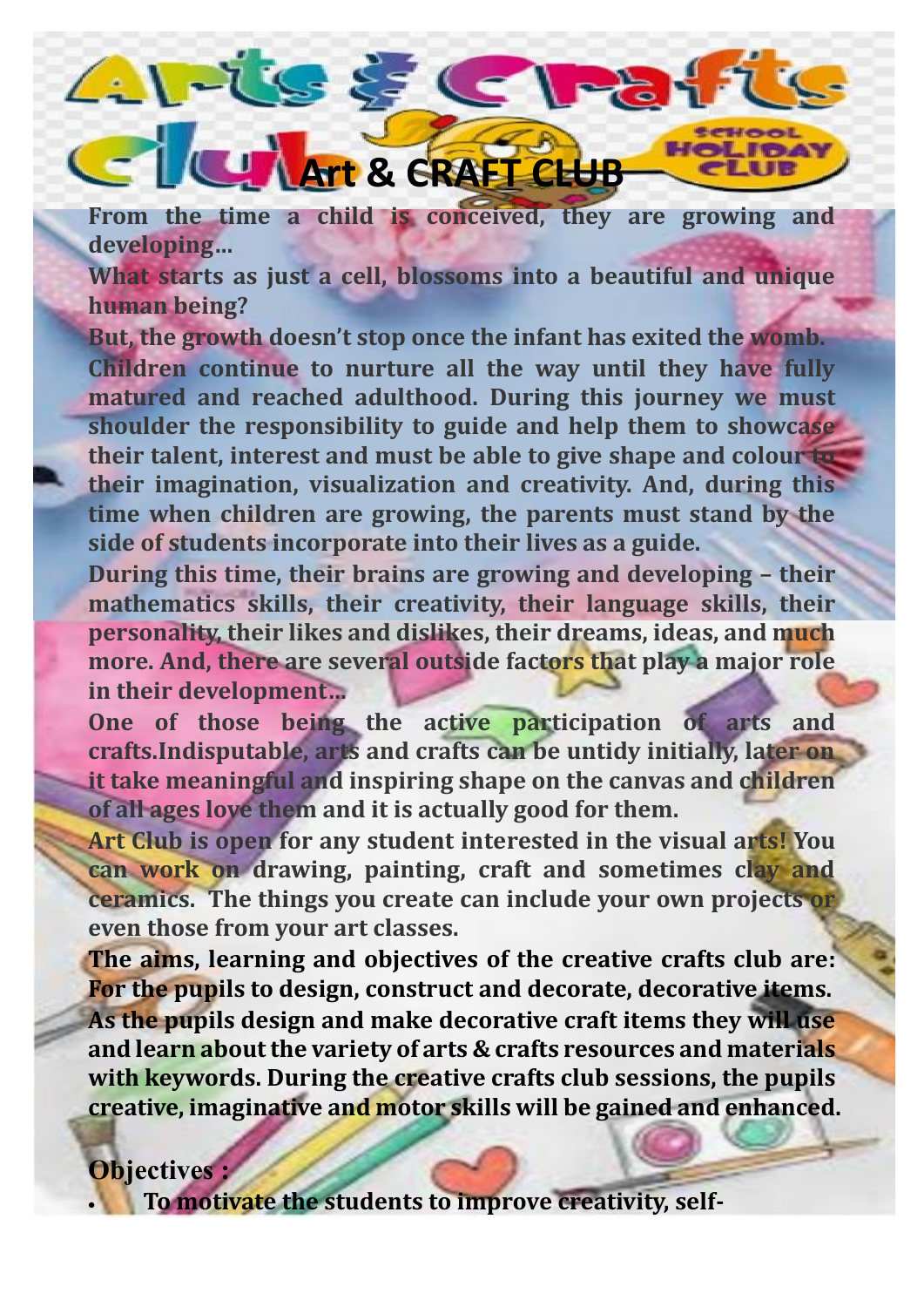# Art & CRAFT CLUB

From the time a child is conceived, they are growing and developing…

What starts as just a cell, blossoms into a beautiful and unique human being?

But, the growth doesn't stop once the infant has exited the womb. Children continue to nurture all the way until they have fully matured and reached adulthood. During this journey we must shoulder the responsibility to guide and help them to showcase their talent, interest and must be able to give shape and colour to their imagination, visualization and creativity. And, during this time when children are growing, the parents must stand by the side of students incorporate into their lives as a guide.

During this time, their brains are growing and developing – their mathematics skills, their creativity, their language skills, their personality, their likes and dislikes, their dreams, ideas, and much more. And, there are several outside factors that play a major role in their development…

One of those being the active participation of arts and crafts.Indisputable, arts and crafts can be untidy initially, later on it take meaningful and inspiring shape on the canvas and children of all ages love them and it is actually good for them.

Art Club is open for any student interested in the visual arts! You can work on drawing, painting, craft and sometimes clay and ceramics. The things you create can include your own projects or even those from your art classes.

The aims, learning and objectives of the creative crafts club are: For the pupils to design, construct and decorate, decorative items. As the pupils design and make decorative craft items they will use and learn about the variety of arts & crafts resources and materials with keywords. During the creative crafts club sessions, the pupils creative, imaginative and motor skills will be gained and enhanced.

## Objectives :

- To motivate the students to improve creativity, self-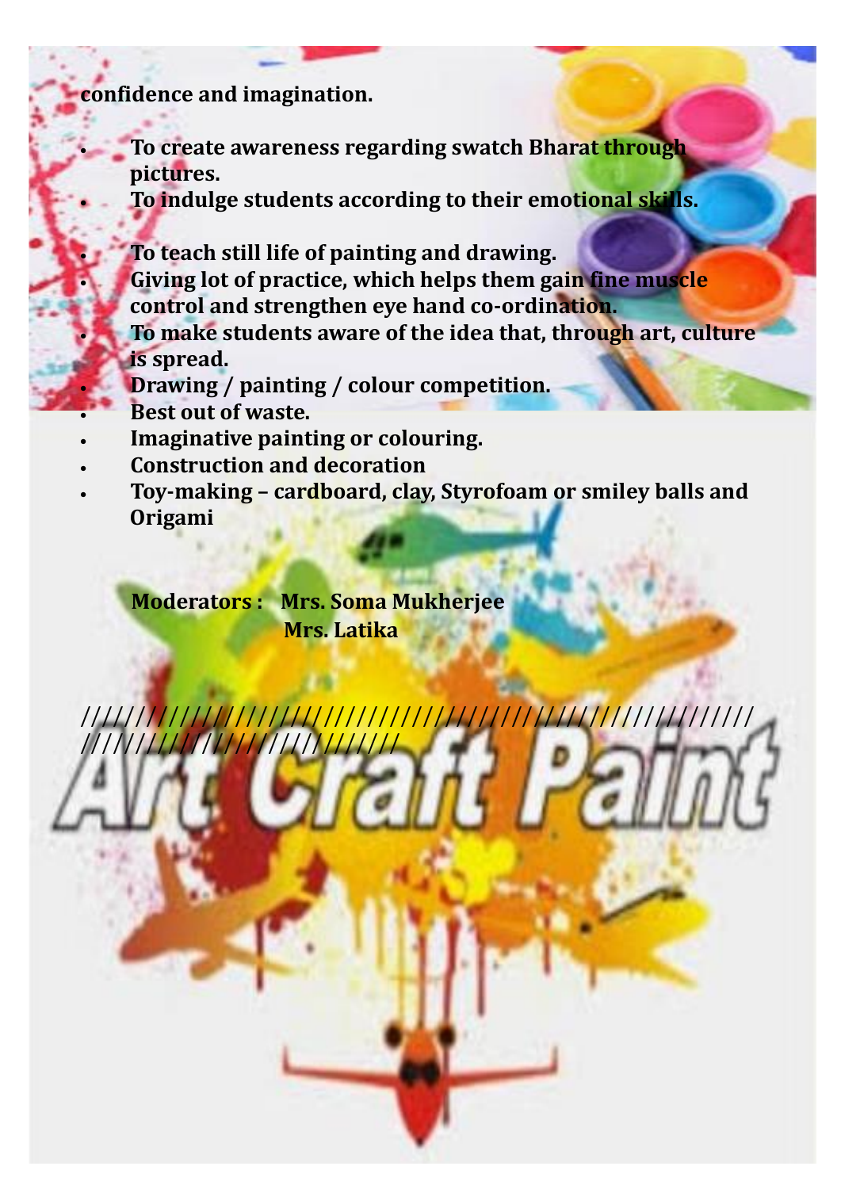**confidence and imagination.**

- **To create awareness regarding swatch Bharat through pictures.**
- **To indulge students according to their emotional skills.**
- **To teach still life of painting and drawing.**
- **Giving lot of practice, which helps them gain fine muscle control and strengthen eye hand co-ordination.**
- **To make students aware of the idea that, through art, culture is spread.**
- **Drawing / painting / colour competition.**
- **Best out of waste.**
- **Imaginative painting or colouring.**
- **Construction and decoration**
- **Toy-making – cardboard, clay, Styrofoam or smiley balls and Origami**

**Moderators : Mrs. Soma Mukherjee**
**Mrs. Latika**

//////////////////////////////////////////////////////////////////////////////////////////

Art Craft Paint